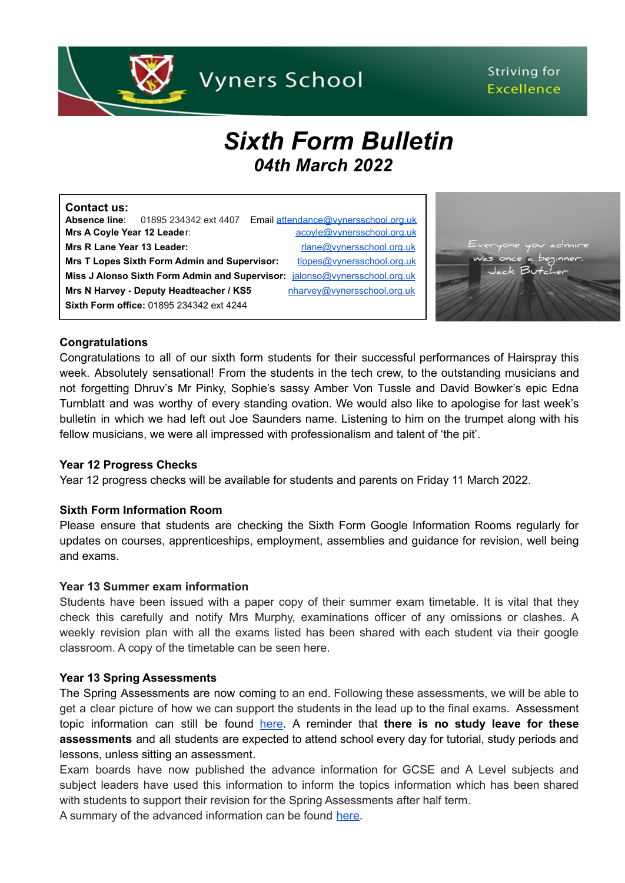Vyners School

Striving for Excellence

# *Sixth Form Bulletin*

## *04th March 2022*

**Contact us:**

**Absence line**: 01895 234342 ext 4407 Email attendance@vynersschool.org.uk

**Mrs A Coyle Year 12 Leader**: acoyle@vynersschool.org.uk

**Mrs R Lane Year 13 Leader:** rlane@vynersschool.org.uk

**Mrs T Lopes Sixth Form Admin and Supervisor:** tlopes@vynersschool.org.uk

**Miss J Alonso Sixth Form Admin and Supervisor:** jalonso@vynersschool.org.uk

**Mrs N Harvey - Deputy Headteacher / KS5** nharvey@vynersschool.org.uk

**Sixth Form office:** 01895 234342 ext 4244

Everyone you admire was once a beginner. Jack Butcher

**Congratulations**

Congratulations to all of our sixth form students for their successful performances of Hairspray this week. Absolutely sensational! From the students in the tech crew, to the outstanding musicians and not forgetting Dhruv's Mr Pinky, Sophie's sassy Amber Von Tussle and David Bowker's epic Edna Turnblatt and was worthy of every standing ovation. We would also like to apologise for last week's bulletin in which we had left out Joe Saunders name. Listening to him on the trumpet along with his fellow musicians, we were all impressed with professionalism and talent of 'the pit'.

**Year 12 Progress Checks**

Year 12 progress checks will be available for students and parents on Friday 11 March 2022.

**Sixth Form Information Room**

Please ensure that students are checking the Sixth Form Google Information Rooms regularly for updates on courses, apprenticeships, employment, assemblies and guidance for revision, well being and exams.

**Year 13 Summer exam information**

Students have been issued with a paper copy of their summer exam timetable. It is vital that they check this carefully and notify Mrs Murphy, examinations officer of any omissions or clashes. A weekly revision plan with all the exams listed has been shared with each student via their google classroom. A copy of the timetable can be seen here.

**Year 13 Spring Assessments**

The Spring Assessments are now coming to an end. Following these assessments, we will be able to get a clear picture of how we can support the students in the lead up to the final exams. Assessment topic information can still be found here. A reminder that **there is no study leave for these assessments** and all students are expected to attend school every day for tutorial, study periods and lessons, unless sitting an assessment.

Exam boards have now published the advance information for GCSE and A Level subjects and subject leaders have used this information to inform the topics information which has been shared with students to support their revision for the Spring Assessments after half term.

A summary of the advanced information can be found here.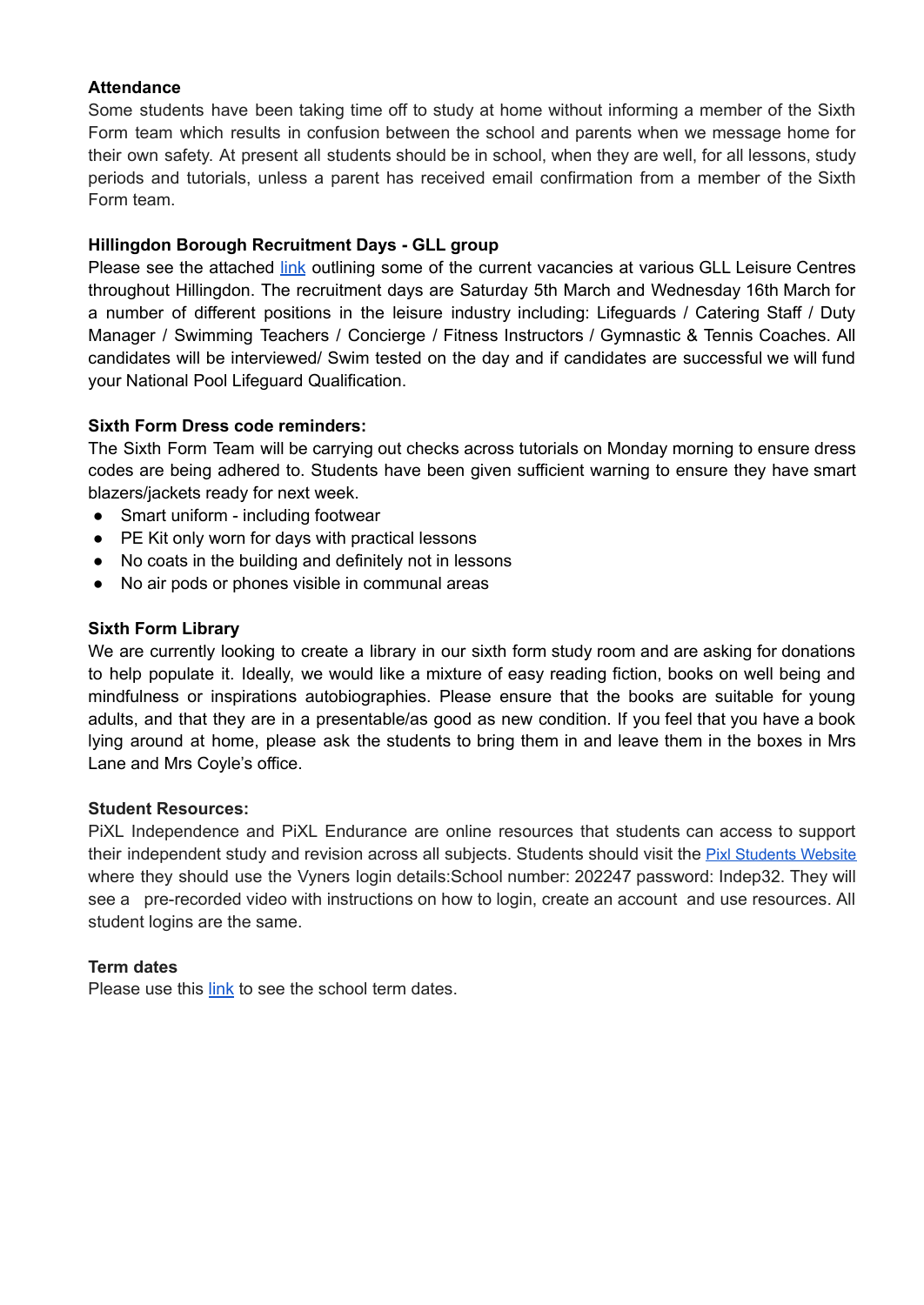**Attendance**

Some students have been taking time off to study at home without informing a member of the Sixth Form team which results in confusion between the school and parents when we message home for their own safety. At present all students should be in school, when they are well, for all lessons, study periods and tutorials, unless a parent has received email confirmation from a member of the Sixth Form team.

**Hillingdon Borough Recruitment Days - GLL group**

Please see the attached link outlining some of the current vacancies at various GLL Leisure Centres throughout Hillingdon. The recruitment days are Saturday 5th March and Wednesday 16th March for a number of different positions in the leisure industry including: Lifeguards / Catering Staff / Duty Manager / Swimming Teachers / Concierge / Fitness Instructors / Gymnastic & Tennis Coaches. All candidates will be interviewed/ Swim tested on the day and if candidates are successful we will fund your National Pool Lifeguard Qualification.

**Sixth Form Dress code reminders:**

The Sixth Form Team will be carrying out checks across tutorials on Monday morning to ensure dress codes are being adhered to. Students have been given sufficient warning to ensure they have smart blazers/jackets ready for next week.

- Smart uniform - including footwear
- PE Kit only worn for days with practical lessons
- No coats in the building and definitely not in lessons
- No air pods or phones visible in communal areas

**Sixth Form Library**

We are currently looking to create a library in our sixth form study room and are asking for donations to help populate it. Ideally, we would like a mixture of easy reading fiction, books on well being and mindfulness or inspirations autobiographies. Please ensure that the books are suitable for young adults, and that they are in a presentable/as good as new condition. If you feel that you have a book lying around at home, please ask the students to bring them in and leave them in the boxes in Mrs Lane and Mrs Coyle's office.

**Student Resources:**

PiXL Independence and PiXL Endurance are online resources that students can access to support their independent study and revision across all subjects. Students should visit the Pixl Students Website where they should use the Vyners login details:School number: 202247 password: Indep32. They will see a pre-recorded video with instructions on how to login, create an account and use resources. All student logins are the same.

**Term dates**

Please use this link to see the school term dates.